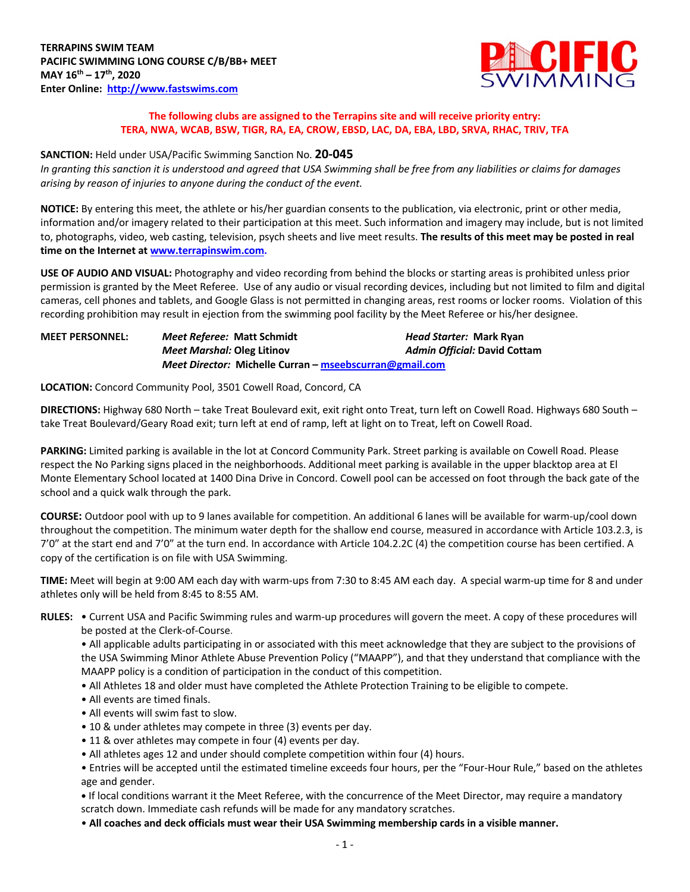**TERRAPINS SWIM TEAM**
**PACIFIC SWIMMING LONG COURSE C/B/BB+ MEET**
**MAY 16th – 17th, 2020**
**Enter Online: [http://www.fastswims.com](http://www.fastswims.com)**

**The following clubs are assigned to the Terrapins site and will receive priority entry:**
**TERA, NWA, WCAB, BSW, TIGR, RA, EA, CROW, EBSD, LAC, DA, EBA, LBD, SRVA, RHAC, TRIV, TFA**

**SANCTION:** Held under USA/Pacific Swimming Sanction No. **20-045**
*In granting this sanction it is understood and agreed that USA Swimming shall be free from any liabilities or claims for damages arising by reason of injuries to anyone during the conduct of the event.*

**NOTICE:** By entering this meet, the athlete or his/her guardian consents to the publication, via electronic, print or other media, information and/or imagery related to their participation at this meet. Such information and imagery may include, but is not limited to, photographs, video, web casting, television, psych sheets and live meet results. **The results of this meet may be posted in real time on the Internet at [www.terrapinswim.com](www.terrapinswim.com).**

**USE OF AUDIO AND VISUAL:** Photography and video recording from behind the blocks or starting areas is prohibited unless prior permission is granted by the Meet Referee. Use of any audio or visual recording devices, including but not limited to film and digital cameras, cell phones and tablets, and Google Glass is not permitted in changing areas, rest rooms or locker rooms. Violation of this recording prohibition may result in ejection from the swimming pool facility by the Meet Referee or his/her designee.

**MEET PERSONNEL:**
***Meet Referee:*** **Matt Schmidt**
***Head Starter:*** **Mark Ryan**
***Meet Marshal:*** **Oleg Litinov**
***Admin Official:*** **David Cottam**
***Meet Director:*** **Michelle Curran – [mseebscurran@gmail.com](mailto:mseebscurran@gmail.com)**

**LOCATION:** Concord Community Pool, 3501 Cowell Road, Concord, CA

**DIRECTIONS:** Highway 680 North – take Treat Boulevard exit, exit right onto Treat, turn left on Cowell Road. Highways 680 South – take Treat Boulevard/Geary Road exit; turn left at end of ramp, left at light on to Treat, left on Cowell Road.

**PARKING:** Limited parking is available in the lot at Concord Community Park. Street parking is available on Cowell Road. Please respect the No Parking signs placed in the neighborhoods. Additional meet parking is available in the upper blacktop area at El Monte Elementary School located at 1400 Dina Drive in Concord. Cowell pool can be accessed on foot through the back gate of the school and a quick walk through the park.

**COURSE:** Outdoor pool with up to 9 lanes available for competition. An additional 6 lanes will be available for warm-up/cool down throughout the competition. The minimum water depth for the shallow end course, measured in accordance with Article 103.2.3, is 7'0" at the start end and 7'0" at the turn end. In accordance with Article 104.2.2C (4) the competition course has been certified. A copy of the certification is on file with USA Swimming.

**TIME:** Meet will begin at 9:00 AM each day with warm-ups from 7:30 to 8:45 AM each day. A special warm-up time for 8 and under athletes only will be held from 8:45 to 8:55 AM.

**RULES:**
- Current USA and Pacific Swimming rules and warm-up procedures will govern the meet. A copy of these procedures will be posted at the Clerk-of-Course.
- All applicable adults participating in or associated with this meet acknowledge that they are subject to the provisions of the USA Swimming Minor Athlete Abuse Prevention Policy ("MAAPP"), and that they understand that compliance with the MAAPP policy is a condition of participation in the conduct of this competition.
- All Athletes 18 and older must have completed the Athlete Protection Training to be eligible to compete.
- All events are timed finals.
- All events will swim fast to slow.
- 10 & under athletes may compete in three (3) events per day.
- 11 & over athletes may compete in four (4) events per day.
- All athletes ages 12 and under should complete competition within four (4) hours.
- Entries will be accepted until the estimated timeline exceeds four hours, per the "Four-Hour Rule," based on the athletes age and gender.
- If local conditions warrant it the Meet Referee, with the concurrence of the Meet Director, may require a mandatory scratch down. Immediate cash refunds will be made for any mandatory scratches.
- **All coaches and deck officials must wear their USA Swimming membership cards in a visible manner.**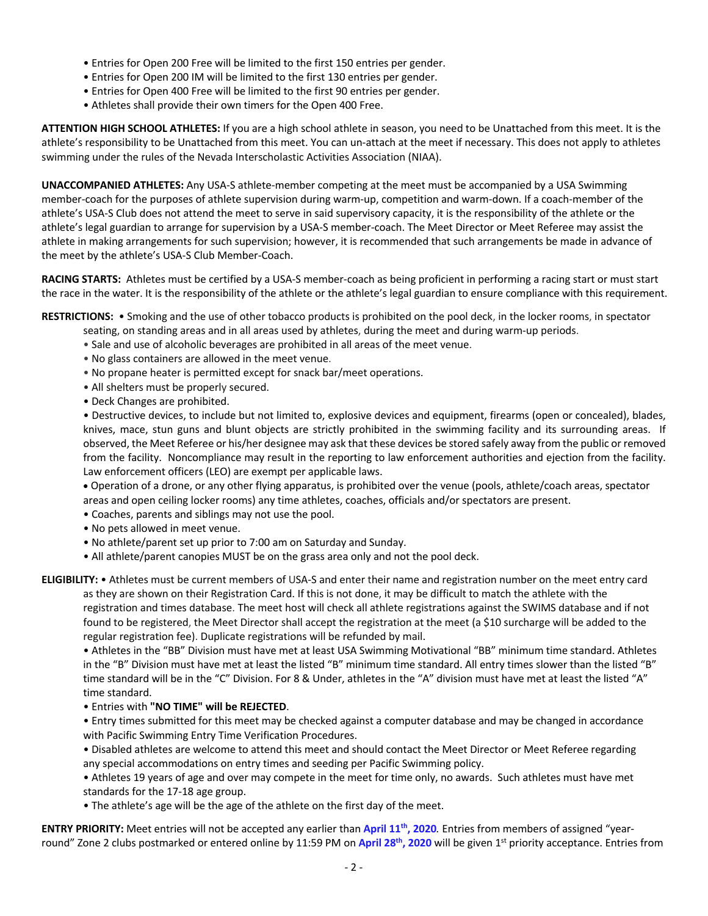- Entries for Open 200 Free will be limited to the first 150 entries per gender.
- Entries for Open 200 IM will be limited to the first 130 entries per gender.
- Entries for Open 400 Free will be limited to the first 90 entries per gender.
- Athletes shall provide their own timers for the Open 400 Free.

**ATTENTION HIGH SCHOOL ATHLETES:** If you are a high school athlete in season, you need to be Unattached from this meet. It is the athlete's responsibility to be Unattached from this meet. You can un-attach at the meet if necessary. This does not apply to athletes swimming under the rules of the Nevada Interscholastic Activities Association (NIAA).

**UNACCOMPANIED ATHLETES:** Any USA-S athlete-member competing at the meet must be accompanied by a USA Swimming member-coach for the purposes of athlete supervision during warm-up, competition and warm-down. If a coach-member of the athlete's USA-S Club does not attend the meet to serve in said supervisory capacity, it is the responsibility of the athlete or the athlete's legal guardian to arrange for supervision by a USA-S member-coach. The Meet Director or Meet Referee may assist the athlete in making arrangements for such supervision; however, it is recommended that such arrangements be made in advance of the meet by the athlete's USA-S Club Member-Coach.

**RACING STARTS:** Athletes must be certified by a USA-S member-coach as being proficient in performing a racing start or must start the race in the water. It is the responsibility of the athlete or the athlete's legal guardian to ensure compliance with this requirement.

**RESTRICTIONS:**
- Smoking and the use of other tobacco products is prohibited on the pool deck, in the locker rooms, in spectator seating, on standing areas and in all areas used by athletes, during the meet and during warm-up periods.
- Sale and use of alcoholic beverages are prohibited in all areas of the meet venue.
- No glass containers are allowed in the meet venue.
- No propane heater is permitted except for snack bar/meet operations.
- All shelters must be properly secured.
- Deck Changes are prohibited.
- Destructive devices, to include but not limited to, explosive devices and equipment, firearms (open or concealed), blades, knives, mace, stun guns and blunt objects are strictly prohibited in the swimming facility and its surrounding areas. If observed, the Meet Referee or his/her designee may ask that these devices be stored safely away from the public or removed from the facility. Noncompliance may result in the reporting to law enforcement authorities and ejection from the facility. Law enforcement officers (LEO) are exempt per applicable laws.
- Operation of a drone, or any other flying apparatus, is prohibited over the venue (pools, athlete/coach areas, spectator areas and open ceiling locker rooms) any time athletes, coaches, officials and/or spectators are present.
- Coaches, parents and siblings may not use the pool.
- No pets allowed in meet venue.
- No athlete/parent set up prior to 7:00 am on Saturday and Sunday.
- All athlete/parent canopies MUST be on the grass area only and not the pool deck.

**ELIGIBILITY:**
- Athletes must be current members of USA-S and enter their name and registration number on the meet entry card as they are shown on their Registration Card. If this is not done, it may be difficult to match the athlete with the registration and times database. The meet host will check all athlete registrations against the SWIMS database and if not found to be registered, the Meet Director shall accept the registration at the meet (a $10 surcharge will be added to the regular registration fee). Duplicate registrations will be refunded by mail.
- Athletes in the "BB" Division must have met at least USA Swimming Motivational "BB" minimum time standard. Athletes in the "B" Division must have met at least the listed "B" minimum time standard. All entry times slower than the listed "B" time standard will be in the "C" Division. For 8 & Under, athletes in the "A" division must have met at least the listed "A" time standard.
- Entries with **"NO TIME" will be REJECTED**.
- Entry times submitted for this meet may be checked against a computer database and may be changed in accordance with Pacific Swimming Entry Time Verification Procedures.
- Disabled athletes are welcome to attend this meet and should contact the Meet Director or Meet Referee regarding any special accommodations on entry times and seeding per Pacific Swimming policy.
- Athletes 19 years of age and over may compete in the meet for time only, no awards. Such athletes must have met standards for the 17-18 age group.
- The athlete's age will be the age of the athlete on the first day of the meet.

**ENTRY PRIORITY:** Meet entries will not be accepted any earlier than **April 11th, 2020**. Entries from members of assigned "year-round" Zone 2 clubs postmarked or entered online by 11:59 PM on **April 28th, 2020** will be given 1st priority acceptance. Entries from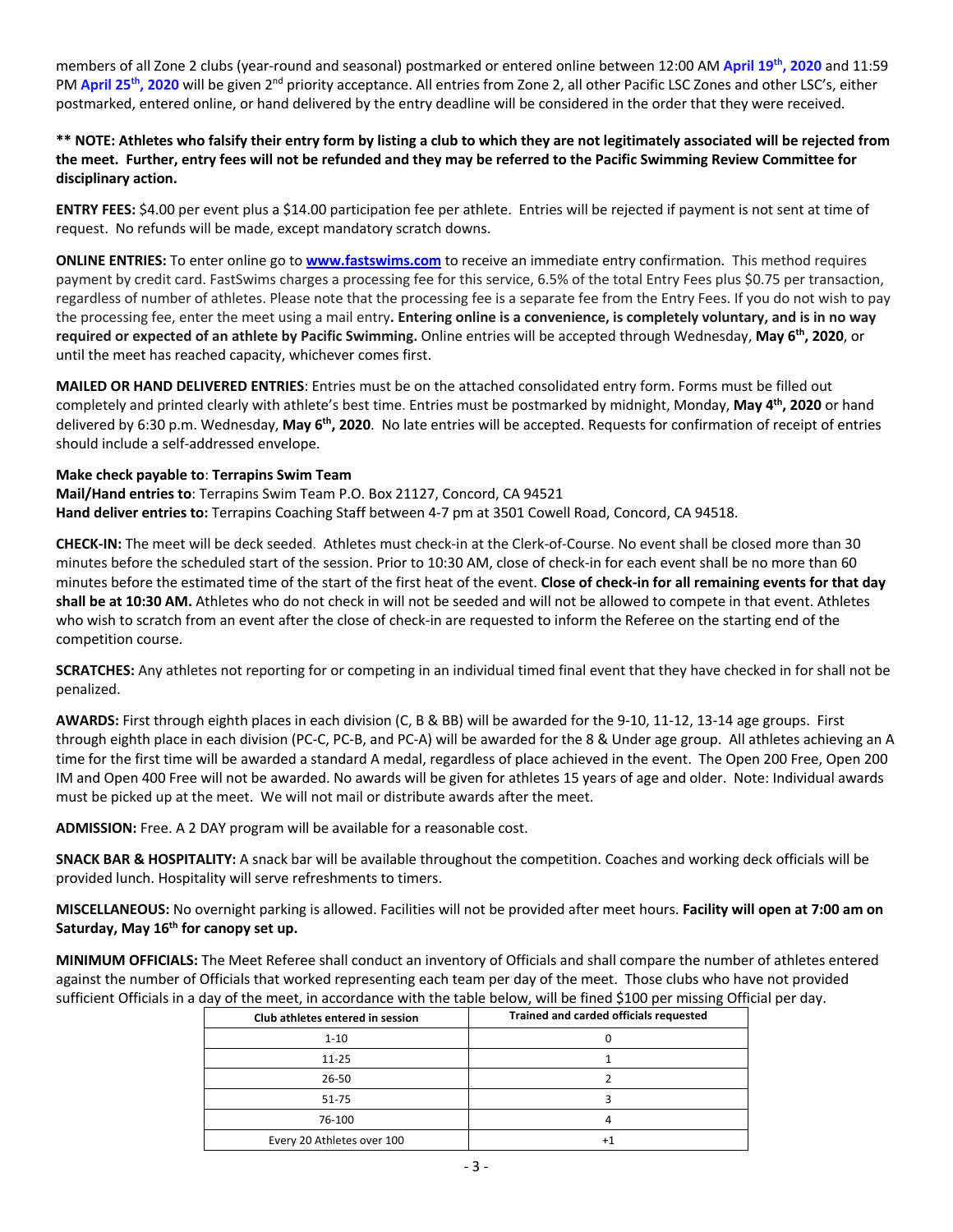members of all Zone 2 clubs (year-round and seasonal) postmarked or entered online between 12:00 AM **April 19th, 2020** and 11:59 PM **April 25th, 2020** will be given 2nd priority acceptance. All entries from Zone 2, all other Pacific LSC Zones and other LSC's, either postmarked, entered online, or hand delivered by the entry deadline will be considered in the order that they were received.

**** NOTE: Athletes who falsify their entry form by listing a club to which they are not legitimately associated will be rejected from the meet. Further, entry fees will not be refunded and they may be referred to the Pacific Swimming Review Committee for disciplinary action.**

**ENTRY FEES:** $4.00 per event plus a $14.00 participation fee per athlete. Entries will be rejected if payment is not sent at time of request. No refunds will be made, except mandatory scratch downs.

**ONLINE ENTRIES:** To enter online go to **www.fastswims.com** to receive an immediate entry confirmation. This method requires payment by credit card. FastSwims charges a processing fee for this service, 6.5% of the total Entry Fees plus $0.75 per transaction, regardless of number of athletes. Please note that the processing fee is a separate fee from the Entry Fees. If you do not wish to pay the processing fee, enter the meet using a mail entry**. Entering online is a convenience, is completely voluntary, and is in no way required or expected of an athlete by Pacific Swimming.** Online entries will be accepted through Wednesday, **May 6th, 2020**, or until the meet has reached capacity, whichever comes first.

**MAILED OR HAND DELIVERED ENTRIES**: Entries must be on the attached consolidated entry form. Forms must be filled out completely and printed clearly with athlete's best time. Entries must be postmarked by midnight, Monday, **May 4th, 2020** or hand delivered by 6:30 p.m. Wednesday, **May 6th, 2020**. No late entries will be accepted. Requests for confirmation of receipt of entries should include a self-addressed envelope.

**Make check payable to**: **Terrapins Swim Team**
**Mail/Hand entries to**: Terrapins Swim Team P.O. Box 21127, Concord, CA 94521
**Hand deliver entries to:** Terrapins Coaching Staff between 4-7 pm at 3501 Cowell Road, Concord, CA 94518.

**CHECK-IN:** The meet will be deck seeded. Athletes must check-in at the Clerk-of-Course. No event shall be closed more than 30 minutes before the scheduled start of the session. Prior to 10:30 AM, close of check-in for each event shall be no more than 60 minutes before the estimated time of the start of the first heat of the event. **Close of check-in for all remaining events for that day shall be at 10:30 AM.** Athletes who do not check in will not be seeded and will not be allowed to compete in that event. Athletes who wish to scratch from an event after the close of check-in are requested to inform the Referee on the starting end of the competition course.

**SCRATCHES:** Any athletes not reporting for or competing in an individual timed final event that they have checked in for shall not be penalized.

**AWARDS:** First through eighth places in each division (C, B & BB) will be awarded for the 9-10, 11-12, 13-14 age groups. First through eighth place in each division (PC-C, PC-B, and PC-A) will be awarded for the 8 & Under age group. All athletes achieving an A time for the first time will be awarded a standard A medal, regardless of place achieved in the event. The Open 200 Free, Open 200 IM and Open 400 Free will not be awarded. No awards will be given for athletes 15 years of age and older. Note: Individual awards must be picked up at the meet. We will not mail or distribute awards after the meet.

**ADMISSION:** Free. A 2 DAY program will be available for a reasonable cost.

**SNACK BAR & HOSPITALITY:** A snack bar will be available throughout the competition. Coaches and working deck officials will be provided lunch. Hospitality will serve refreshments to timers.

**MISCELLANEOUS:** No overnight parking is allowed. Facilities will not be provided after meet hours. **Facility will open at 7:00 am on Saturday, May 16th for canopy set up.**

**MINIMUM OFFICIALS:** The Meet Referee shall conduct an inventory of Officials and shall compare the number of athletes entered against the number of Officials that worked representing each team per day of the meet. Those clubs who have not provided sufficient Officials in a day of the meet, in accordance with the table below, will be fined $100 per missing Official per day.

| Club athletes entered in session | Trained and carded officials requested |
|---|---|
| 1-10 | 0 |
| 11-25 | 1 |
| 26-50 | 2 |
| 51-75 | 3 |
| 76-100 | 4 |
| Every 20 Athletes over 100 | +1 |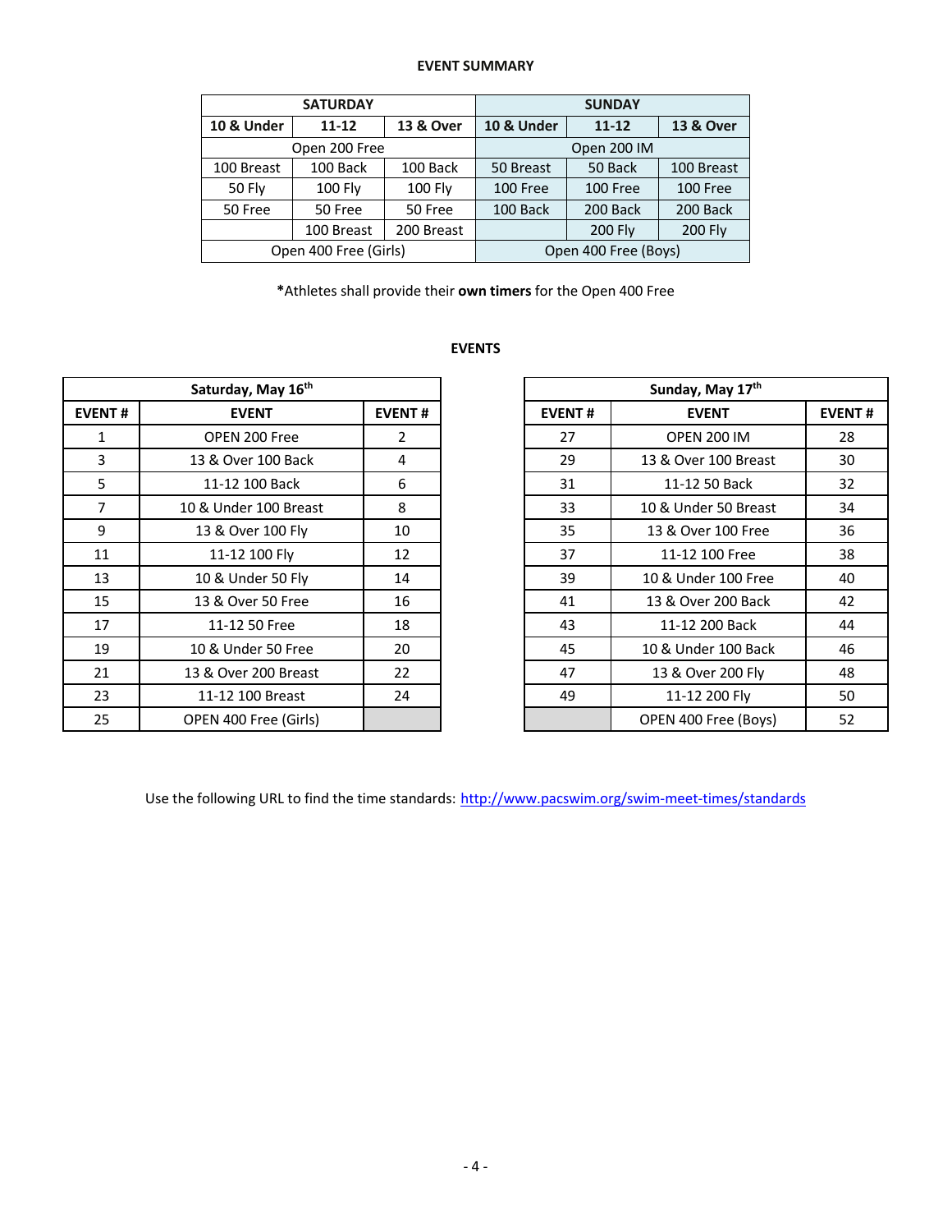**EVENT SUMMARY**

| SATURDAY | | | SUNDAY | | |
|---|---|---|---|---|---|
| **10 & Under** | **11-12** | **13 & Over** | **10 & Under** | **11-12** | **13 & Over** |
| Open 200 Free | | | Open 200 IM | | |
| 100 Breast | 100 Back | 100 Back | 50 Breast | 50 Back | 100 Breast |
| 50 Fly | 100 Fly | 100 Fly | 100 Free | 100 Free | 100 Free |
| 50 Free | 50 Free | 50 Free | 100 Back | 200 Back | 200 Back |
| | 100 Breast | 200 Breast | | 200 Fly | 200 Fly |
| Open 400 Free (Girls) | | | Open 400 Free (Boys) | | |

***Athletes shall provide their **own timers** for the Open 400 Free

**EVENTS**

| Saturday, May 16th | | |
|---|---|---|
| **EVENT #** | **EVENT** | **EVENT #** |
| 1 | OPEN 200 Free | 2 |
| 3 | 13 & Over 100 Back | 4 |
| 5 | 11-12 100 Back | 6 |
| 7 | 10 & Under 100 Breast | 8 |
| 9 | 13 & Over 100 Fly | 10 |
| 11 | 11-12 100 Fly | 12 |
| 13 | 10 & Under 50 Fly | 14 |
| 15 | 13 & Over 50 Free | 16 |
| 17 | 11-12 50 Free | 18 |
| 19 | 10 & Under 50 Free | 20 |
| 21 | 13 & Over 200 Breast | 22 |
| 23 | 11-12 100 Breast | 24 |
| 25 | OPEN 400 Free (Girls) | |

| Sunday, May 17th | | |
|---|---|---|
| **EVENT #** | **EVENT** | **EVENT #** |
| 27 | OPEN 200 IM | 28 |
| 29 | 13 & Over 100 Breast | 30 |
| 31 | 11-12 50 Back | 32 |
| 33 | 10 & Under 50 Breast | 34 |
| 35 | 13 & Over 100 Free | 36 |
| 37 | 11-12 100 Free | 38 |
| 39 | 10 & Under 100 Free | 40 |
| 41 | 13 & Over 200 Back | 42 |
| 43 | 11-12 200 Back | 44 |
| 45 | 10 & Under 100 Back | 46 |
| 47 | 13 & Over 200 Fly | 48 |
| 49 | 11-12 200 Fly | 50 |
| | OPEN 400 Free (Boys) | 52 |

Use the following URL to find the time standards: http://www.pacswim.org/swim-meet-times/standards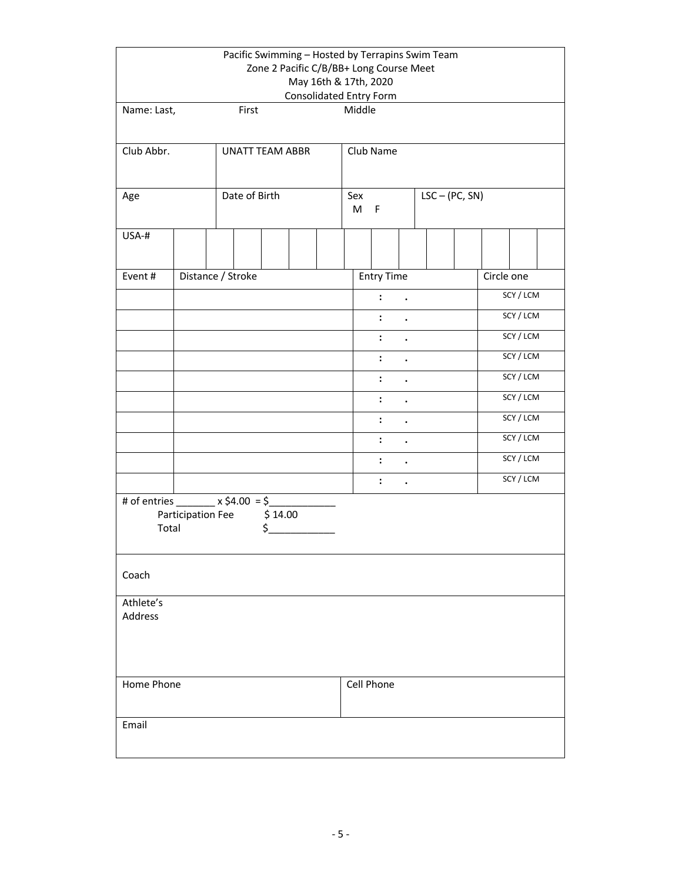Pacific Swimming – Hosted by Terrapins Swim Team
Zone 2 Pacific C/B/BB+ Long Course Meet
May 16th & 17th, 2020
Consolidated Entry Form

| | | |
|---|---|---|
| Name: Last, | First | Middle |

| | | |
|---|---|---|
| Club Abbr. | UNATT TEAM ABBR | Club Name |

| | | | |
|---|---|---|---|
| Age | Date of Birth | Sex M F | LSC – (PC, SN) |

| | | | | | | | | | | | | | |
|---|---|---|---|---|---|---|---|---|---|---|---|---|---|
| USA-# | | | | | | | | | | | | | |

| Event # | Distance / Stroke | Entry Time | Circle one |
|---|---|---|---|
| | | : . | SCY / LCM |
| | | : . | SCY / LCM |
| | | : . | SCY / LCM |
| | | : . | SCY / LCM |
| | | : . | SCY / LCM |
| | | : . | SCY / LCM |
| | | : . | SCY / LCM |
| | | : . | SCY / LCM |
| | | : . | SCY / LCM |
| | | : . | SCY / LCM |

# of entries _______ x $4.00 = $____________

Participation Fee $ 14.00

Total $____________

Coach

Athlete's Address

| | |
|---|---|
| Home Phone | Cell Phone |

Email